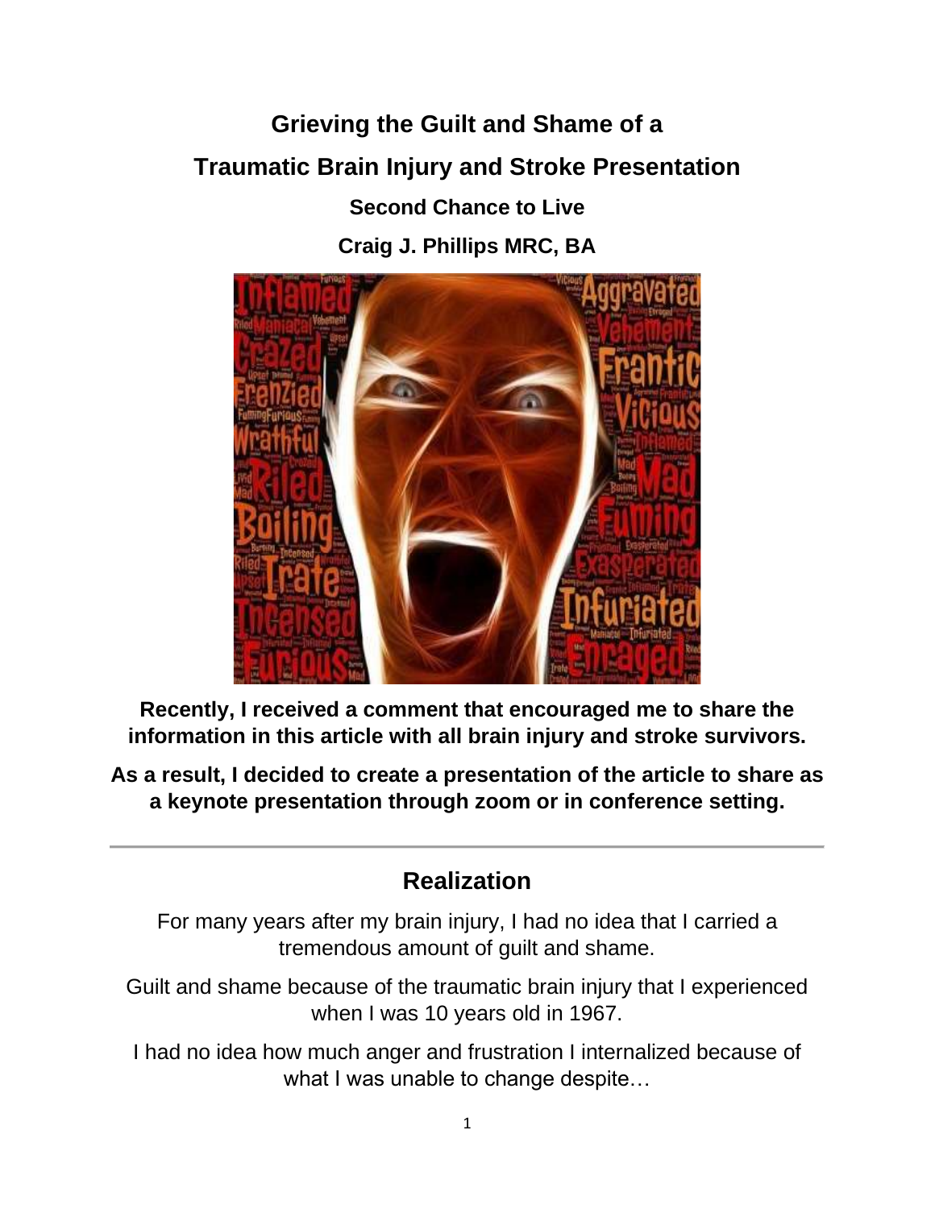# Grieving the Guilt and Shame of a Traumatic Brain Injury and Stroke Presentation

### Second Chance to Live

### Craig J. Phillips MRC, BA

**Recently, I received a comment that encouraged me to share the information in this article with all brain injury and stroke survivors.**

**As a result, I decided to create a presentation of the article to share as a keynote presentation through zoom or in conference setting.**

---

## Realization

For many years after my brain injury, I had no idea that I carried a tremendous amount of guilt and shame.

Guilt and shame because of the traumatic brain injury that I experienced when I was 10 years old in 1967.

I had no idea how much anger and frustration I internalized because of what I was unable to change despite…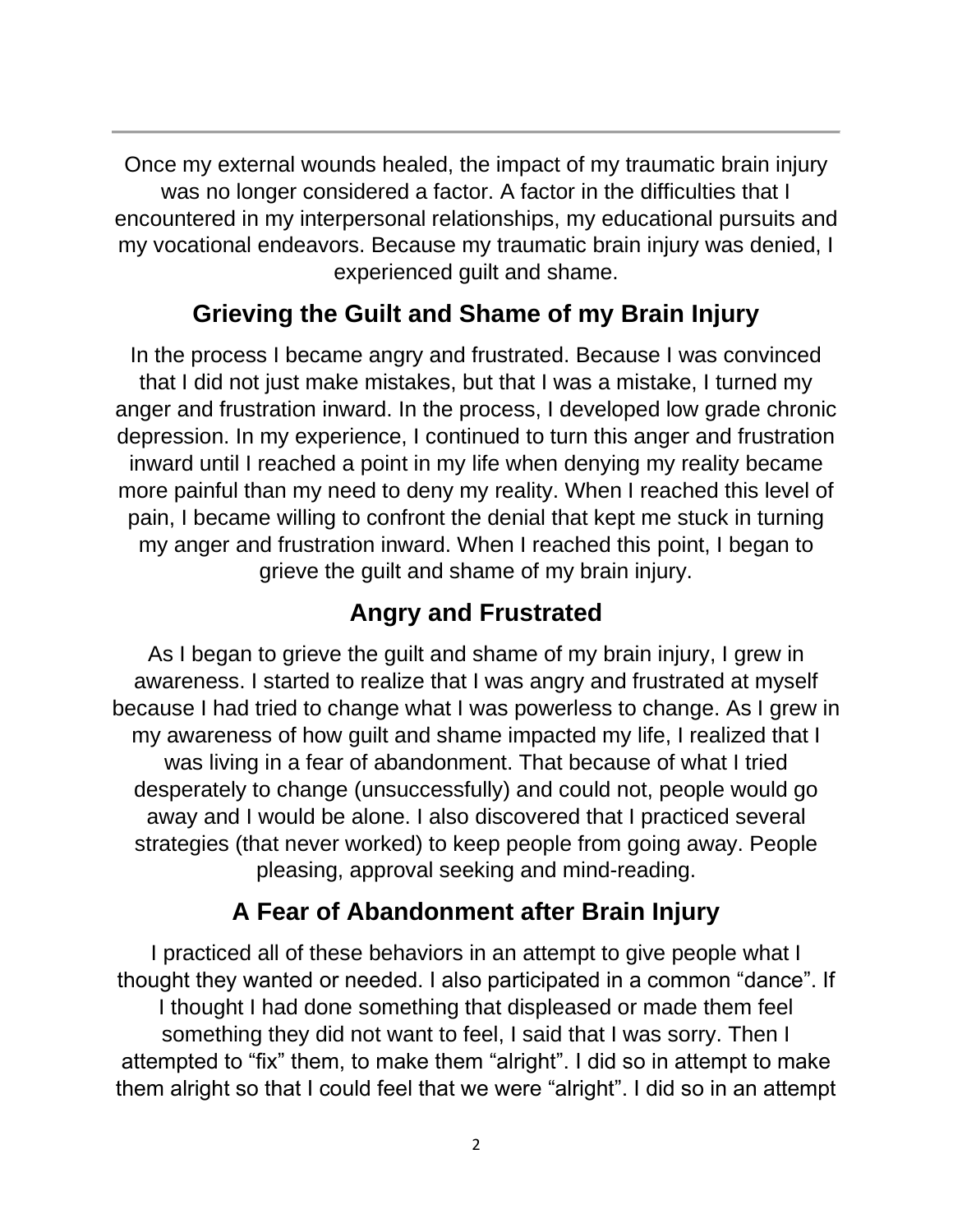Once my external wounds healed, the impact of my traumatic brain injury was no longer considered a factor. A factor in the difficulties that I encountered in my interpersonal relationships, my educational pursuits and my vocational endeavors. Because my traumatic brain injury was denied, I experienced guilt and shame.

## Grieving the Guilt and Shame of my Brain Injury

In the process I became angry and frustrated. Because I was convinced that I did not just make mistakes, but that I was a mistake, I turned my anger and frustration inward. In the process, I developed low grade chronic depression. In my experience, I continued to turn this anger and frustration inward until I reached a point in my life when denying my reality became more painful than my need to deny my reality. When I reached this level of pain, I became willing to confront the denial that kept me stuck in turning my anger and frustration inward. When I reached this point, I began to grieve the guilt and shame of my brain injury.

## Angry and Frustrated

As I began to grieve the guilt and shame of my brain injury, I grew in awareness. I started to realize that I was angry and frustrated at myself because I had tried to change what I was powerless to change. As I grew in my awareness of how guilt and shame impacted my life, I realized that I was living in a fear of abandonment. That because of what I tried desperately to change (unsuccessfully) and could not, people would go away and I would be alone. I also discovered that I practiced several strategies (that never worked) to keep people from going away. People pleasing, approval seeking and mind-reading.

## A Fear of Abandonment after Brain Injury

I practiced all of these behaviors in an attempt to give people what I thought they wanted or needed. I also participated in a common “dance”. If I thought I had done something that displeased or made them feel something they did not want to feel, I said that I was sorry. Then I attempted to “fix” them, to make them “alright”. I did so in attempt to make them alright so that I could feel that we were “alright”. I did so in an attempt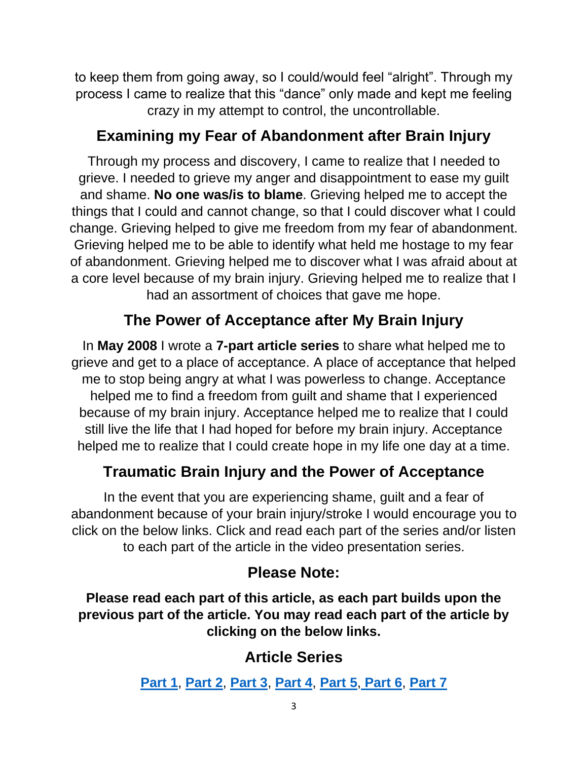to keep them from going away, so I could/would feel “alright”. Through my process I came to realize that this “dance” only made and kept me feeling crazy in my attempt to control, the uncontrollable.

## Examining my Fear of Abandonment after Brain Injury

Through my process and discovery, I came to realize that I needed to grieve. I needed to grieve my anger and disappointment to ease my guilt and shame. **No one was/is to blame**. Grieving helped me to accept the things that I could and cannot change, so that I could discover what I could change. Grieving helped to give me freedom from my fear of abandonment. Grieving helped me to be able to identify what held me hostage to my fear of abandonment. Grieving helped me to discover what I was afraid about at a core level because of my brain injury. Grieving helped me to realize that I had an assortment of choices that gave me hope.

## The Power of Acceptance after My Brain Injury

In **May 2008** I wrote a **7-part article series** to share what helped me to grieve and get to a place of acceptance. A place of acceptance that helped me to stop being angry at what I was powerless to change. Acceptance helped me to find a freedom from guilt and shame that I experienced because of my brain injury. Acceptance helped me to realize that I could still live the life that I had hoped for before my brain injury. Acceptance helped me to realize that I could create hope in my life one day at a time.

## Traumatic Brain Injury and the Power of Acceptance

In the event that you are experiencing shame, guilt and a fear of abandonment because of your brain injury/stroke I would encourage you to click on the below links. Click and read each part of the series and/or listen to each part of the article in the video presentation series.

## Please Note:

**Please read each part of this article, as each part builds upon the previous part of the article. You may read each part of the article by clicking on the below links.**

## Article Series

**Part 1**, **Part 2**, **Part 3**, **Part 4**, **Part 5**, **Part 6**, **Part 7**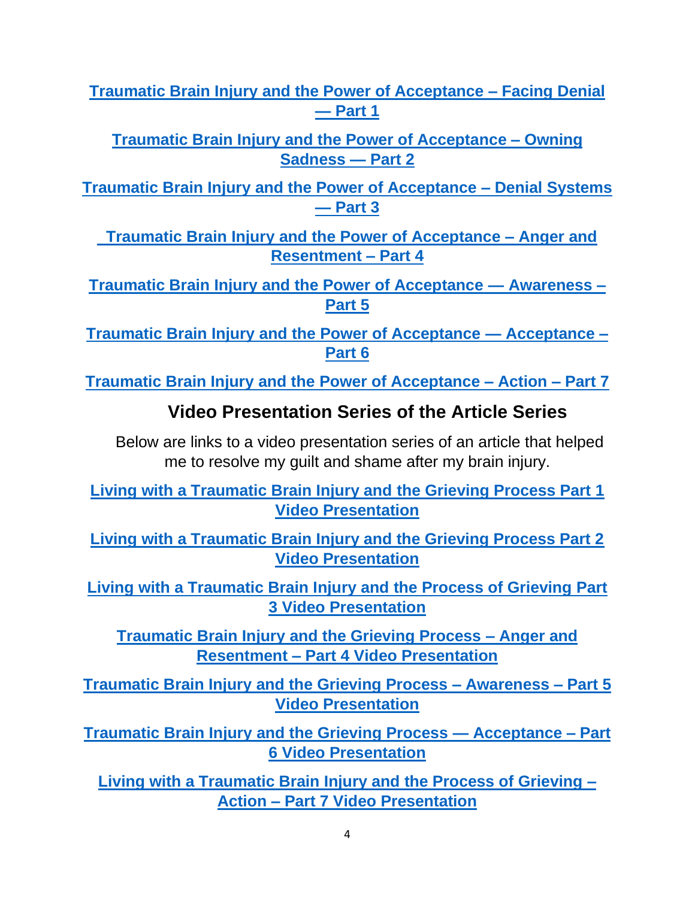**Traumatic Brain Injury and the Power of Acceptance – Facing Denial — Part 1**

**Traumatic Brain Injury and the Power of Acceptance – Owning Sadness — Part 2**

**Traumatic Brain Injury and the Power of Acceptance – Denial Systems — Part 3**

**Traumatic Brain Injury and the Power of Acceptance – Anger and Resentment – Part 4**

**Traumatic Brain Injury and the Power of Acceptance — Awareness – Part 5**

**Traumatic Brain Injury and the Power of Acceptance — Acceptance – Part 6**

**Traumatic Brain Injury and the Power of Acceptance – Action – Part 7**

## Video Presentation Series of the Article Series

Below are links to a video presentation series of an article that helped me to resolve my guilt and shame after my brain injury.

**Living with a Traumatic Brain Injury and the Grieving Process Part 1 Video Presentation**

**Living with a Traumatic Brain Injury and the Grieving Process Part 2 Video Presentation**

**Living with a Traumatic Brain Injury and the Process of Grieving Part 3 Video Presentation**

**Traumatic Brain Injury and the Grieving Process – Anger and Resentment – Part 4 Video Presentation**

**Traumatic Brain Injury and the Grieving Process – Awareness – Part 5 Video Presentation**

**Traumatic Brain Injury and the Grieving Process — Acceptance – Part 6 Video Presentation**

**Living with a Traumatic Brain Injury and the Process of Grieving – Action – Part 7 Video Presentation**